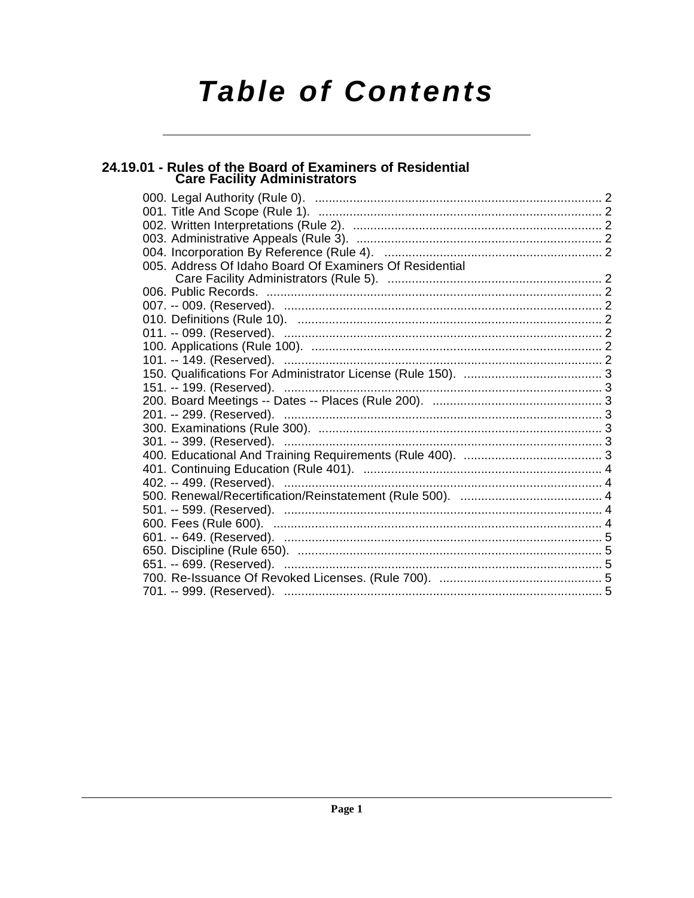# Table of Contents

## 24.19.01 - Rules of the Board of Examiners of Residential Care Facility Administrators

000. Legal Authority (Rule 0). .................................................................................... 2
001. Title And Scope (Rule 1). .................................................................................... 2
002. Written Interpretations (Rule 2). .......................................................................... 2
003. Administrative Appeals (Rule 3). ......................................................................... 2
004. Incorporation By Reference (Rule 4). .................................................................. 2
005. Address Of Idaho Board Of Examiners Of Residential Care Facility Administrators (Rule 5). .............................................................. 2
006. Public Records. .................................................................................................. 2
007. -- 009. (Reserved). .............................................................................................. 2
010. Definitions (Rule 10). .......................................................................................... 2
011. -- 099. (Reserved). .............................................................................................. 2
100. Applications (Rule 100). ...................................................................................... 2
101. -- 149. (Reserved). .............................................................................................. 2
150. Qualifications For Administrator License (Rule 150). .......................................... 3
151. -- 199. (Reserved). .............................................................................................. 3
200. Board Meetings -- Dates -- Places (Rule 200). .................................................. 3
201. -- 299. (Reserved). .............................................................................................. 3
300. Examinations (Rule 300). .................................................................................... 3
301. -- 399. (Reserved). .............................................................................................. 3
400. Educational And Training Requirements (Rule 400). .......................................... 3
401. Continuing Education (Rule 401). ....................................................................... 4
402. -- 499. (Reserved). .............................................................................................. 4
500. Renewal/Recertification/Reinstatement (Rule 500). ........................................... 4
501. -- 599. (Reserved). .............................................................................................. 4
600. Fees (Rule 600). ................................................................................................. 4
601. -- 649. (Reserved). .............................................................................................. 5
650. Discipline (Rule 650). .......................................................................................... 5
651. -- 699. (Reserved). .............................................................................................. 5
700. Re-Issuance Of Revoked Licenses. (Rule 700). ................................................. 5
701. -- 999. (Reserved). .............................................................................................. 5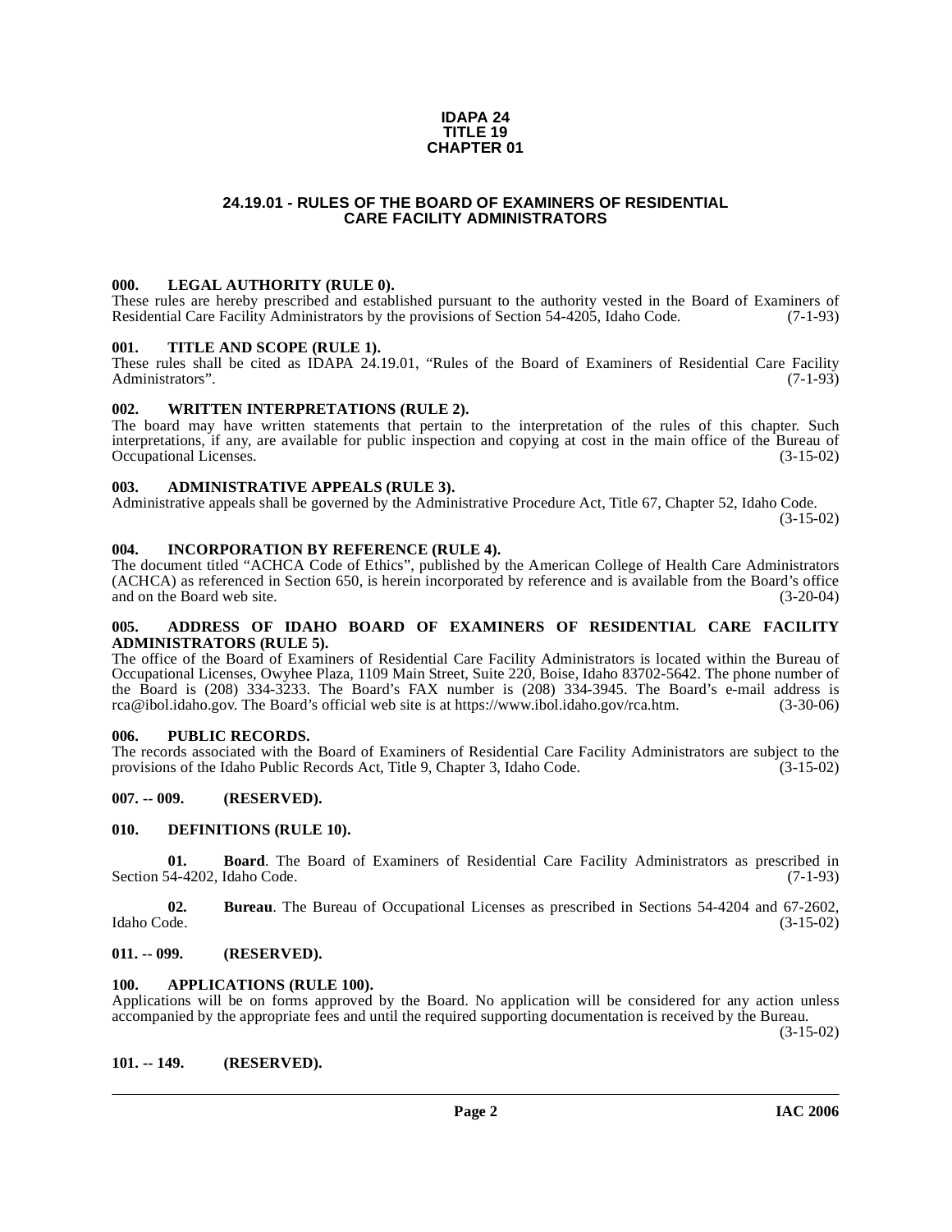# IDAPA 24
# TITLE 19
# CHAPTER 01

## 24.19.01 - RULES OF THE BOARD OF EXAMINERS OF RESIDENTIAL CARE FACILITY ADMINISTRATORS

### 000. LEGAL AUTHORITY (RULE 0).

These rules are hereby prescribed and established pursuant to the authority vested in the Board of Examiners of Residential Care Facility Administrators by the provisions of Section 54-4205, Idaho Code. (7-1-93)

### 001. TITLE AND SCOPE (RULE 1).

These rules shall be cited as IDAPA 24.19.01, "Rules of the Board of Examiners of Residential Care Facility Administrators". (7-1-93)

### 002. WRITTEN INTERPRETATIONS (RULE 2).

The board may have written statements that pertain to the interpretation of the rules of this chapter. Such interpretations, if any, are available for public inspection and copying at cost in the main office of the Bureau of Occupational Licenses. (3-15-02)

### 003. ADMINISTRATIVE APPEALS (RULE 3).

Administrative appeals shall be governed by the Administrative Procedure Act, Title 67, Chapter 52, Idaho Code. (3-15-02)

### 004. INCORPORATION BY REFERENCE (RULE 4).

The document titled "ACHCA Code of Ethics", published by the American College of Health Care Administrators (ACHCA) as referenced in Section 650, is herein incorporated by reference and is available from the Board's office and on the Board web site. (3-20-04)

### 005. ADDRESS OF IDAHO BOARD OF EXAMINERS OF RESIDENTIAL CARE FACILITY ADMINISTRATORS (RULE 5).

The office of the Board of Examiners of Residential Care Facility Administrators is located within the Bureau of Occupational Licenses, Owyhee Plaza, 1109 Main Street, Suite 220, Boise, Idaho 83702-5642. The phone number of the Board is (208) 334-3233. The Board's FAX number is (208) 334-3945. The Board's e-mail address is rca@ibol.idaho.gov. The Board's official web site is at https://www.ibol.idaho.gov/rca.htm. (3-30-06)

### 006. PUBLIC RECORDS.

The records associated with the Board of Examiners of Residential Care Facility Administrators are subject to the provisions of the Idaho Public Records Act, Title 9, Chapter 3, Idaho Code. (3-15-02)

### 007. -- 009. (RESERVED).

### 010. DEFINITIONS (RULE 10).

**01. Board**. The Board of Examiners of Residential Care Facility Administrators as prescribed in Section 54-4202, Idaho Code. (7-1-93)

**02. Bureau**. The Bureau of Occupational Licenses as prescribed in Sections 54-4204 and 67-2602, Idaho Code. (3-15-02)

### 011. -- 099. (RESERVED).

### 100. APPLICATIONS (RULE 100).

Applications will be on forms approved by the Board. No application will be considered for any action unless accompanied by the appropriate fees and until the required supporting documentation is received by the Bureau. (3-15-02)

### 101. -- 149. (RESERVED).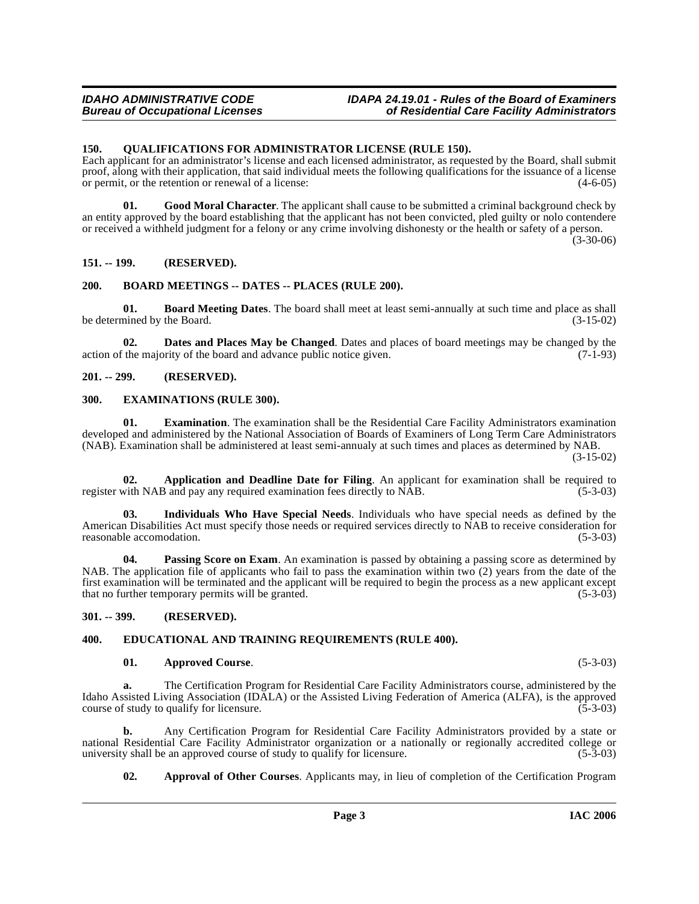## 150. QUALIFICATIONS FOR ADMINISTRATOR LICENSE (RULE 150).

Each applicant for an administrator's license and each licensed administrator, as requested by the Board, shall submit proof, along with their application, that said individual meets the following qualifications for the issuance of a license or permit, or the retention or renewal of a license: (4-6-05)

**01. Good Moral Character**. The applicant shall cause to be submitted a criminal background check by an entity approved by the board establishing that the applicant has not been convicted, pled guilty or nolo contendere or received a withheld judgment for a felony or any crime involving dishonesty or the health or safety of a person. (3-30-06)

## 151. -- 199. (RESERVED).

## 200. BOARD MEETINGS -- DATES -- PLACES (RULE 200).

**01. Board Meeting Dates**. The board shall meet at least semi-annually at such time and place as shall be determined by the Board. (3-15-02)

**02. Dates and Places May be Changed**. Dates and places of board meetings may be changed by the action of the majority of the board and advance public notice given. (7-1-93)

## 201. -- 299. (RESERVED).

## 300. EXAMINATIONS (RULE 300).

**01. Examination**. The examination shall be the Residential Care Facility Administrators examination developed and administered by the National Association of Boards of Examiners of Long Term Care Administrators (NAB). Examination shall be administered at least semi-annualy at such times and places as determined by NAB. (3-15-02)

**02. Application and Deadline Date for Filing**. An applicant for examination shall be required to register with NAB and pay any required examination fees directly to NAB. (5-3-03)

**03. Individuals Who Have Special Needs**. Individuals who have special needs as defined by the American Disabilities Act must specify those needs or required services directly to NAB to receive consideration for reasonable accomodation. (5-3-03)

**04. Passing Score on Exam**. An examination is passed by obtaining a passing score as determined by NAB. The application file of applicants who fail to pass the examination within two (2) years from the date of the first examination will be terminated and the applicant will be required to begin the process as a new applicant except that no further temporary permits will be granted. (5-3-03)

## 301. -- 399. (RESERVED).

## 400. EDUCATIONAL AND TRAINING REQUIREMENTS (RULE 400).

**01. Approved Course**. (5-3-03)

**a.** The Certification Program for Residential Care Facility Administrators course, administered by the Idaho Assisted Living Association (IDALA) or the Assisted Living Federation of America (ALFA), is the approved course of study to qualify for licensure. (5-3-03)

**b.** Any Certification Program for Residential Care Facility Administrators provided by a state or national Residential Care Facility Administrator organization or a nationally or regionally accredited college or university shall be an approved course of study to qualify for licensure. (5-3-03)

**02. Approval of Other Courses**. Applicants may, in lieu of completion of the Certification Program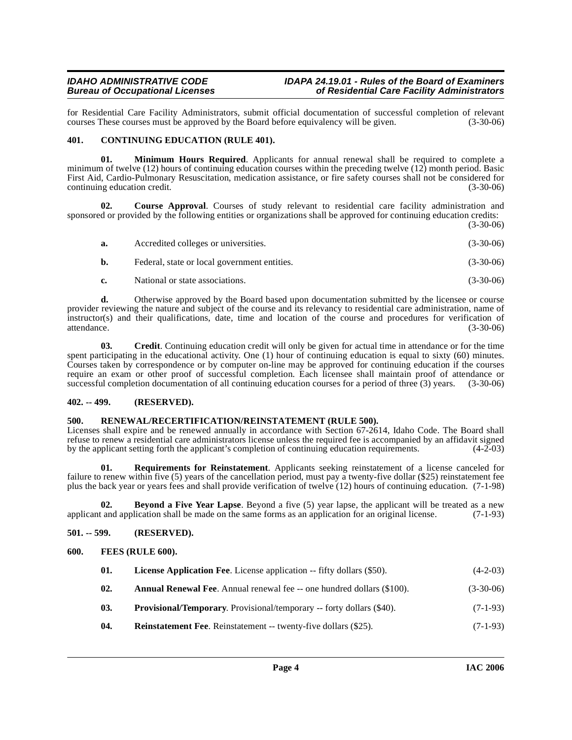for Residential Care Facility Administrators, submit official documentation of successful completion of relevant courses These courses must be approved by the Board before equivalency will be given. (3-30-06)

### 401. CONTINUING EDUCATION (RULE 401).

**01. Minimum Hours Required**. Applicants for annual renewal shall be required to complete a minimum of twelve (12) hours of continuing education courses within the preceding twelve (12) month period. Basic First Aid, Cardio-Pulmonary Resuscitation, medication assistance, or fire safety courses shall not be considered for continuing education credit. (3-30-06)

**02. Course Approval**. Courses of study relevant to residential care facility administration and sponsored or provided by the following entities or organizations shall be approved for continuing education credits: (3-30-06)

**a.** Accredited colleges or universities. (3-30-06)

**b.** Federal, state or local government entities. (3-30-06)

**c.** National or state associations. (3-30-06)

**d.** Otherwise approved by the Board based upon documentation submitted by the licensee or course provider reviewing the nature and subject of the course and its relevancy to residential care administration, name of instructor(s) and their qualifications, date, time and location of the course and procedures for verification of attendance. (3-30-06)

**03. Credit**. Continuing education credit will only be given for actual time in attendance or for the time spent participating in the educational activity. One (1) hour of continuing education is equal to sixty (60) minutes. Courses taken by correspondence or by computer on-line may be approved for continuing education if the courses require an exam or other proof of successful completion. Each licensee shall maintain proof of attendance or successful completion documentation of all continuing education courses for a period of three (3) years. (3-30-06)

### 402. -- 499. (RESERVED).

### 500. RENEWAL/RECERTIFICATION/REINSTATEMENT (RULE 500).

Licenses shall expire and be renewed annually in accordance with Section 67-2614, Idaho Code. The Board shall refuse to renew a residential care administrators license unless the required fee is accompanied by an affidavit signed by the applicant setting forth the applicant's completion of continuing education requirements. (4-2-03)

**01. Requirements for Reinstatement**. Applicants seeking reinstatement of a license canceled for failure to renew within five (5) years of the cancellation period, must pay a twenty-five dollar ($25) reinstatement fee plus the back year or years fees and shall provide verification of twelve (12) hours of continuing education. (7-1-98)

**02. Beyond a Five Year Lapse**. Beyond a five (5) year lapse, the applicant will be treated as a new applicant and application shall be made on the same forms as an application for an original license. (7-1-93)

### 501. -- 599. (RESERVED).

### 600. FEES (RULE 600).

**01. License Application Fee**. License application -- fifty dollars ($50). (4-2-03)

**02. Annual Renewal Fee**. Annual renewal fee -- one hundred dollars ($100). (3-30-06)

**03. Provisional/Temporary**. Provisional/temporary -- forty dollars ($40). (7-1-93)

**04. Reinstatement Fee**. Reinstatement -- twenty-five dollars ($25). (7-1-93)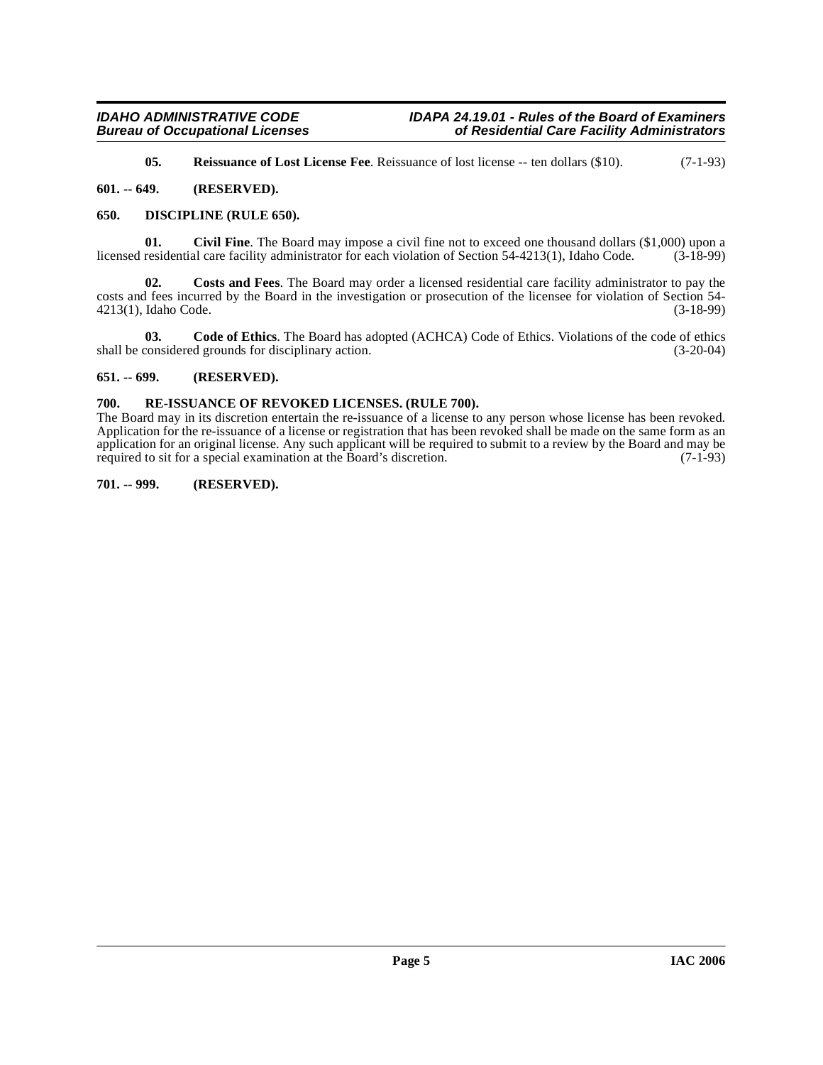**05. Reissuance of Lost License Fee**. Reissuance of lost license -- ten dollars ($10). (7-1-93)

### 601. -- 649. (RESERVED).

### 650. DISCIPLINE (RULE 650).

**01. Civil Fine**. The Board may impose a civil fine not to exceed one thousand dollars ($1,000) upon a licensed residential care facility administrator for each violation of Section 54-4213(1), Idaho Code. (3-18-99)

**02. Costs and Fees**. The Board may order a licensed residential care facility administrator to pay the costs and fees incurred by the Board in the investigation or prosecution of the licensee for violation of Section 54-4213(1), Idaho Code. (3-18-99)

**03. Code of Ethics**. The Board has adopted (ACHCA) Code of Ethics. Violations of the code of ethics shall be considered grounds for disciplinary action. (3-20-04)

### 651. -- 699. (RESERVED).

### 700. RE-ISSUANCE OF REVOKED LICENSES. (RULE 700).

The Board may in its discretion entertain the re-issuance of a license to any person whose license has been revoked. Application for the re-issuance of a license or registration that has been revoked shall be made on the same form as an application for an original license. Any such applicant will be required to submit to a review by the Board and may be required to sit for a special examination at the Board's discretion. (7-1-93)

### 701. -- 999. (RESERVED).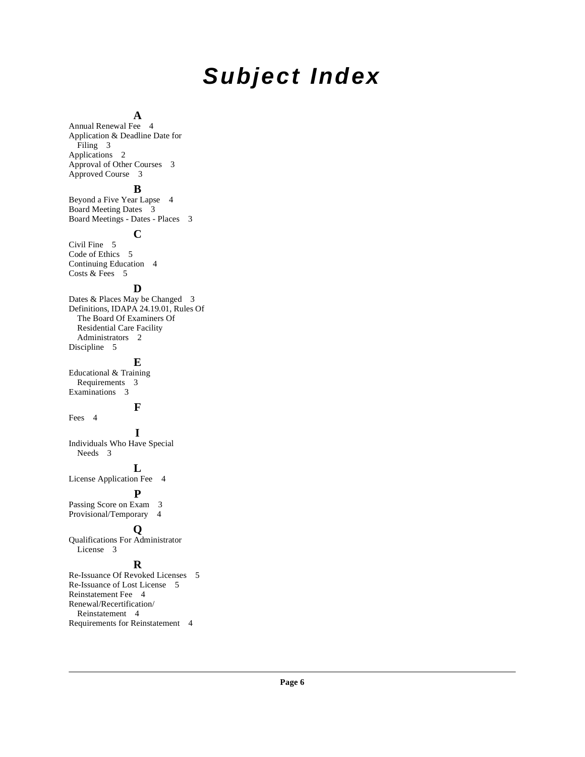# Subject Index

**A**

Annual Renewal Fee 4
Application & Deadline Date for Filing 3
Applications 2
Approval of Other Courses 3
Approved Course 3

**B**

Beyond a Five Year Lapse 4
Board Meeting Dates 3
Board Meetings - Dates - Places 3

**C**

Civil Fine 5
Code of Ethics 5
Continuing Education 4
Costs & Fees 5

**D**

Dates & Places May be Changed 3
Definitions, IDAPA 24.19.01, Rules Of The Board Of Examiners Of Residential Care Facility Administrators 2
Discipline 5

**E**

Educational & Training Requirements 3
Examinations 3

**F**

Fees 4

**I**

Individuals Who Have Special Needs 3

**L**

License Application Fee 4

**P**

Passing Score on Exam 3
Provisional/Temporary 4

**Q**

Qualifications For Administrator License 3

**R**

Re-Issuance Of Revoked Licenses 5
Re-Issuance of Lost License 5
Reinstatement Fee 4
Renewal/Recertification/ Reinstatement 4
Requirements for Reinstatement 4